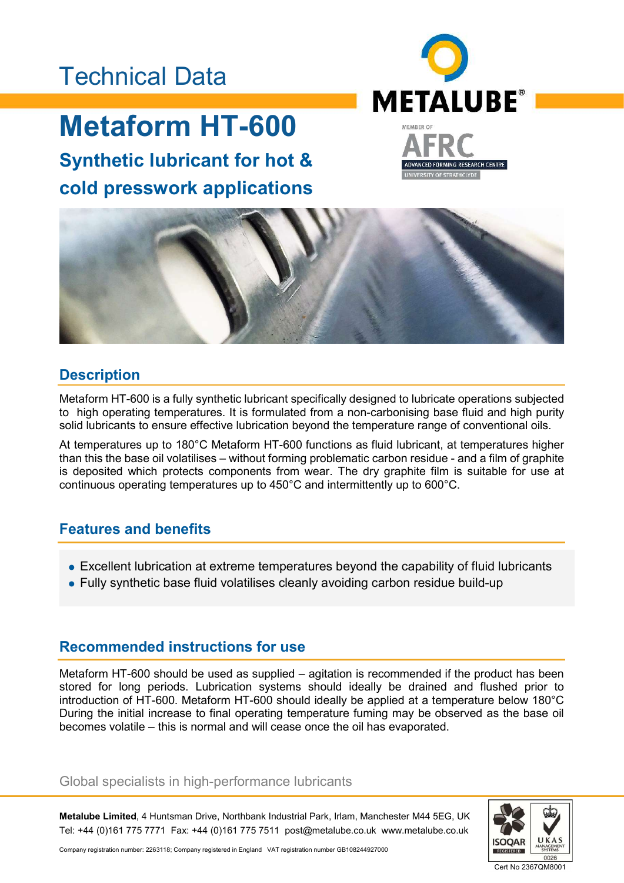Technical Data

# Metaform HT-600

## Synthetic lubricant for hot & cold presswork applications

METALUBE®

MEMBER OF AFRC ADVANCED FORMING RESEARCH CENTRE UNIVERSITY OF STRATHCLYDE

## Description

Metaform HT-600 is a fully synthetic lubricant specifically designed to lubricate operations subjected to high operating temperatures. It is formulated from a non-carbonising base fluid and high purity solid lubricants to ensure effective lubrication beyond the temperature range of conventional oils.

At temperatures up to 180°C Metaform HT-600 functions as fluid lubricant, at temperatures higher than this the base oil volatilises – without forming problematic carbon residue - and a film of graphite is deposited which protects components from wear. The dry graphite film is suitable for use at continuous operating temperatures up to 450°C and intermittently up to 600°C.

## Features and benefits

- Excellent lubrication at extreme temperatures beyond the capability of fluid lubricants
- Fully synthetic base fluid volatilises cleanly avoiding carbon residue build-up

## Recommended instructions for use

Metaform HT-600 should be used as supplied – agitation is recommended if the product has been stored for long periods. Lubrication systems should ideally be drained and flushed prior to introduction of HT-600. Metaform HT-600 should ideally be applied at a temperature below 180°C During the initial increase to final operating temperature fuming may be observed as the base oil becomes volatile – this is normal and will cease once the oil has evaporated.

Global specialists in high-performance lubricants

**Metalube Limited**, 4 Huntsman Drive, Northbank Industrial Park, Irlam, Manchester M44 5EG, UK
Tel: +44 (0)161 775 7771 Fax: +44 (0)161 775 7511 post@metalube.co.uk www.metalube.co.uk

Company registration number: 2263118; Company registered in England VAT registration number GB108244927000

ISOQAR REGISTERED UKAS MANAGEMENT SYSTEMS 0026

Cert No 2367QM8001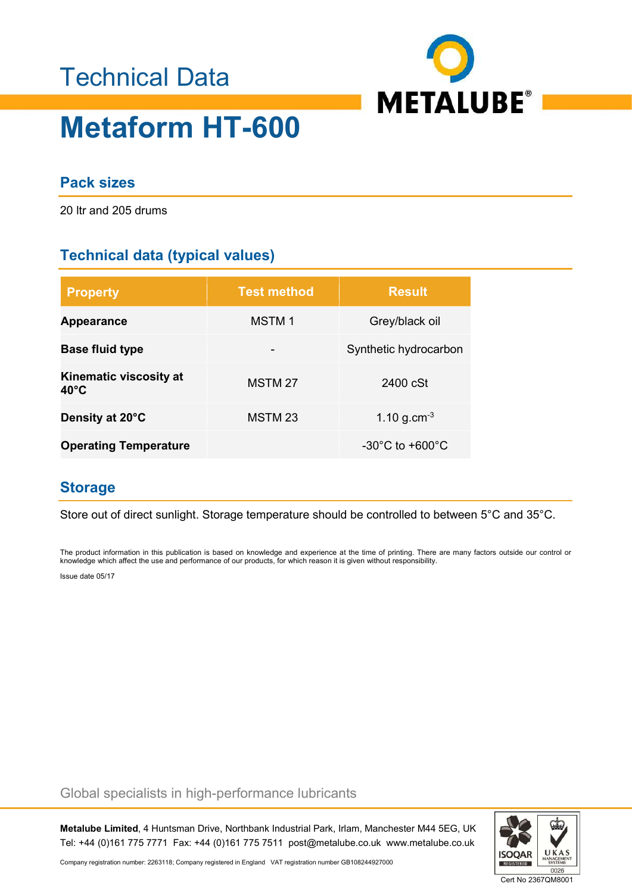Technical Data

# Metaform HT-600

## Pack sizes

20 ltr and 205 drums

## Technical data (typical values)

| Property | Test method | Result |
|---|---|---|
| **Appearance** | MSTM 1 | Grey/black oil |
| **Base fluid type** | - | Synthetic hydrocarbon |
| **Kinematic viscosity at 40°C** | MSTM 27 | 2400 cSt |
| **Density at 20°C** | MSTM 23 | 1.10 $g.cm^{-3}$ |
| **Operating Temperature** | | -30°C to +600°C |

## Storage

Store out of direct sunlight. Storage temperature should be controlled to between 5°C and 35°C.

The product information in this publication is based on knowledge and experience at the time of printing. There are many factors outside our control or knowledge which affect the use and performance of our products, for which reason it is given without responsibility.

Issue date 05/17

Global specialists in high-performance lubricants

**Metalube Limited**, 4 Huntsman Drive, Northbank Industrial Park, Irlam, Manchester M44 5EG, UK
Tel: +44 (0)161 775 7771 Fax: +44 (0)161 775 7511 post@metalube.co.uk www.metalube.co.uk

Company registration number: 2263118; Company registered in England VAT registration number GB108244927000

Cert No 2367QM8001